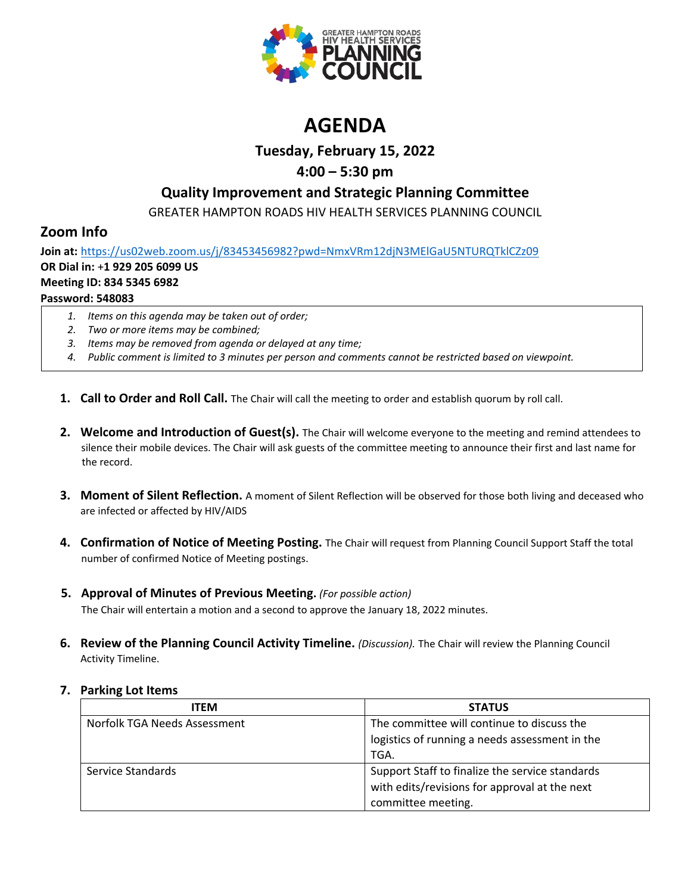GREATER HAMPTON ROADS HIV HEALTH SERVICES PLANNING COUNCIL

# AGENDA

### Tuesday, February 15, 2022

### 4:00 – 5:30 pm

### Quality Improvement and Strategic Planning Committee

GREATER HAMPTON ROADS HIV HEALTH SERVICES PLANNING COUNCIL

## Zoom Info

**Join at:** https://us02web.zoom.us/j/83453456982?pwd=NmxVRm12djN3MElGaU5NTURQTklCZz09
**OR Dial in: +1 929 205 6099 US**
**Meeting ID: 834 5345 6982**
**Password: 548083**

1. *Items on this agenda may be taken out of order;*
2. *Two or more items may be combined;*
3. *Items may be removed from agenda or delayed at any time;*
4. *Public comment is limited to 3 minutes per person and comments cannot be restricted based on viewpoint.*

1. **Call to Order and Roll Call.** The Chair will call the meeting to order and establish quorum by roll call.

2. **Welcome and Introduction of Guest(s).** The Chair will welcome everyone to the meeting and remind attendees to silence their mobile devices. The Chair will ask guests of the committee meeting to announce their first and last name for the record.

3. **Moment of Silent Reflection.** A moment of Silent Reflection will be observed for those both living and deceased who are infected or affected by HIV/AIDS

4. **Confirmation of Notice of Meeting Posting.** The Chair will request from Planning Council Support Staff the total number of confirmed Notice of Meeting postings.

5. **Approval of Minutes of Previous Meeting.** *(For possible action)* The Chair will entertain a motion and a second to approve the January 18, 2022 minutes.

6. **Review of the Planning Council Activity Timeline.** *(Discussion).* The Chair will review the Planning Council Activity Timeline.

7. **Parking Lot Items**

| ITEM | STATUS |
|---|---|
| Norfolk TGA Needs Assessment | The committee will continue to discuss the logistics of running a needs assessment in the TGA. |
| Service Standards | Support Staff to finalize the service standards with edits/revisions for approval at the next committee meeting. |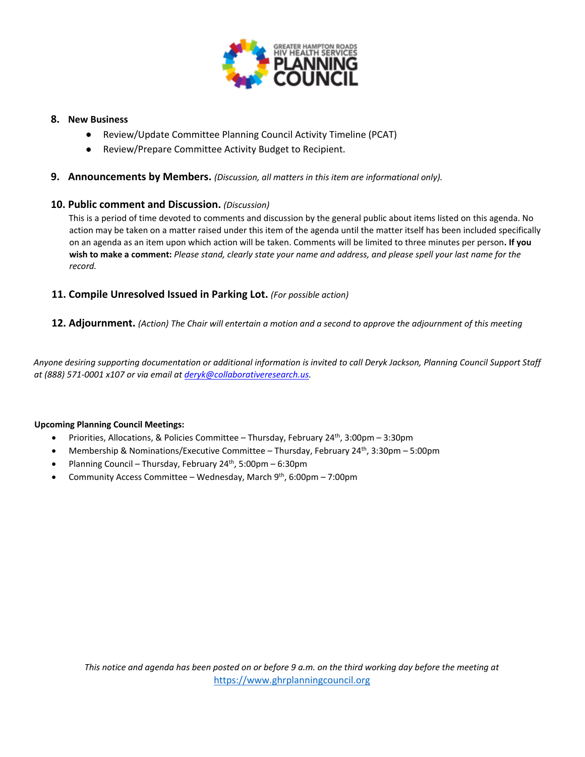8. **New Business**
   - Review/Update Committee Planning Council Activity Timeline (PCAT)
   - Review/Prepare Committee Activity Budget to Recipient.

9. **Announcements by Members.** *(Discussion, all matters in this item are informational only).*

10. **Public comment and Discussion.** *(Discussion)*
    This is a period of time devoted to comments and discussion by the general public about items listed on this agenda. No action may be taken on a matter raised under this item of the agenda until the matter itself has been included specifically on an agenda as an item upon which action will be taken. Comments will be limited to three minutes per person**. If you wish to make a comment:** *Please stand, clearly state your name and address, and please spell your last name for the record.*

11. **Compile Unresolved Issued in Parking Lot.** *(For possible action)*

12. **Adjournment.** *(Action) The Chair will entertain a motion and a second to approve the adjournment of this meeting*

*Anyone desiring supporting documentation or additional information is invited to call Deryk Jackson, Planning Council Support Staff at (888) 571-0001 x107 or via email at deryk@collaborativeresearch.us.*

**Upcoming Planning Council Meetings:**

- Priorities, Allocations, & Policies Committee – Thursday, February 24th, 3:00pm – 3:30pm
- Membership & Nominations/Executive Committee – Thursday, February 24th, 3:30pm – 5:00pm
- Planning Council – Thursday, February 24th, 5:00pm – 6:30pm
- Community Access Committee – Wednesday, March 9th, 6:00pm – 7:00pm

*This notice and agenda has been posted on or before 9 a.m. on the third working day before the meeting at* https://www.ghrplanningcouncil.org